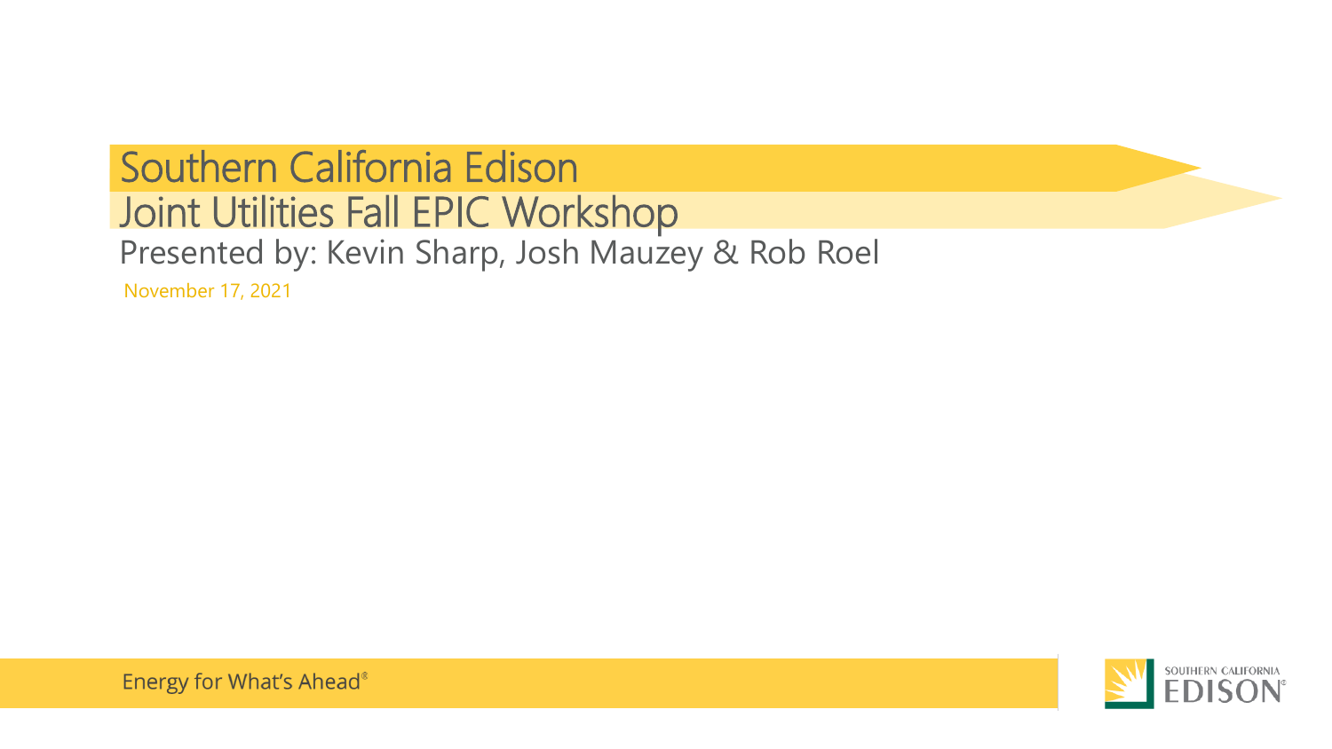# Southern California Edison

## Joint Utilities Fall EPIC Workshop

Presented by: Kevin Sharp, Josh Mauzey & Rob Roel

November 17, 2021

Energy for What's Ahead®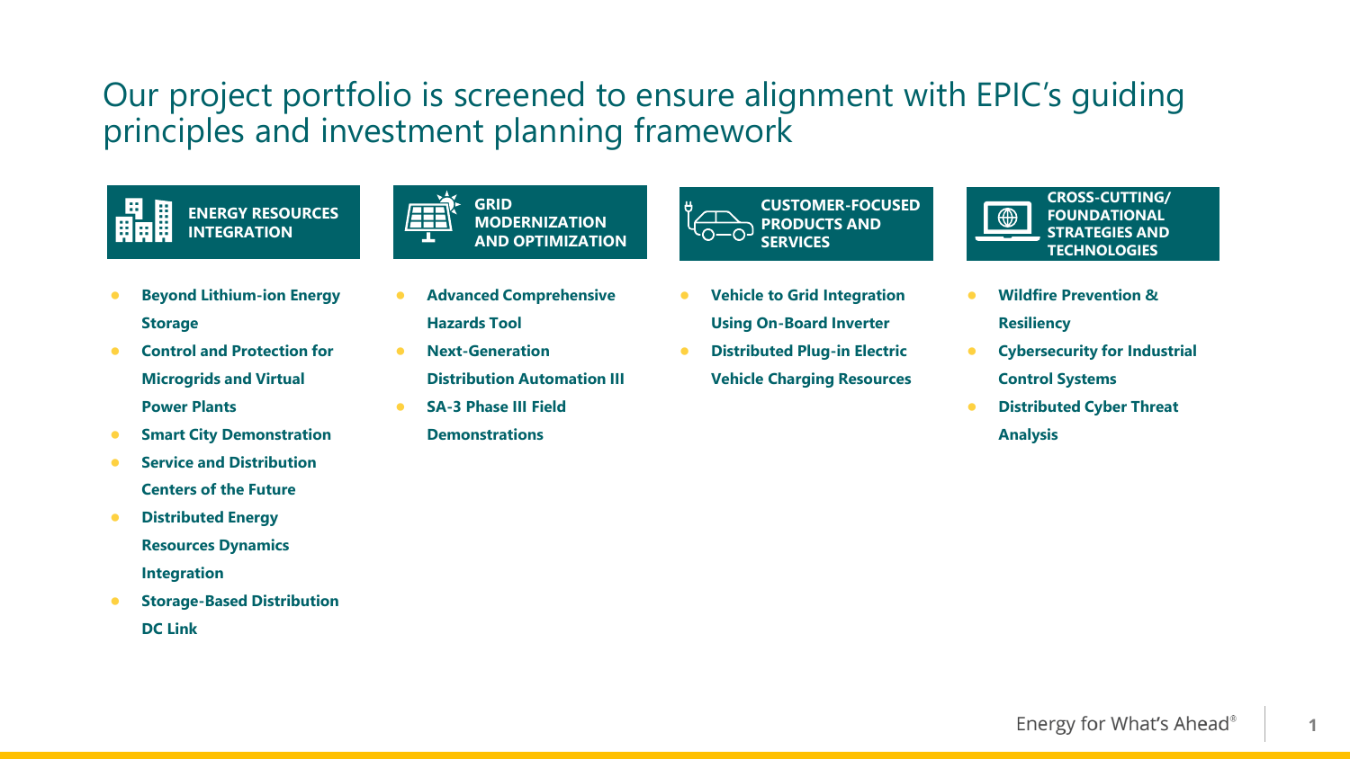# Our project portfolio is screened to ensure alignment with EPIC's guiding principles and investment planning framework

## ENERGY RESOURCES INTEGRATION

- **Beyond Lithium-ion Energy Storage**
- **Control and Protection for Microgrids and Virtual Power Plants**
- **Smart City Demonstration**
- **Service and Distribution Centers of the Future**
- **Distributed Energy Resources Dynamics Integration**
- **Storage-Based Distribution DC Link**

## GRID MODERNIZATION AND OPTIMIZATION

- **Advanced Comprehensive Hazards Tool**
- **Next-Generation Distribution Automation III**
- **SA-3 Phase III Field Demonstrations**

## CUSTOMER-FOCUSED PRODUCTS AND SERVICES

- **Vehicle to Grid Integration Using On-Board Inverter**
- **Distributed Plug-in Electric Vehicle Charging Resources**

## CROSS-CUTTING/ FOUNDATIONAL STRATEGIES AND TECHNOLOGIES

- **Wildfire Prevention & Resiliency**
- **Cybersecurity for Industrial Control Systems**
- **Distributed Cyber Threat Analysis**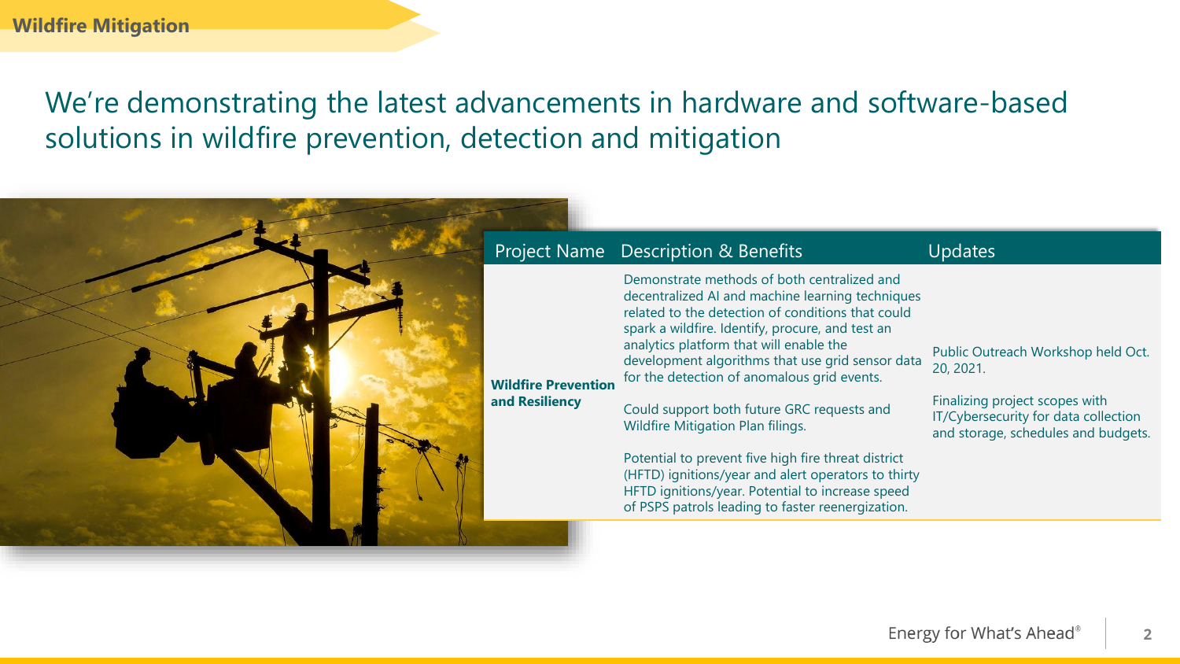**Wildfire Mitigation**

# We're demonstrating the latest advancements in hardware and software-based solutions in wildfire prevention, detection and mitigation

| Project Name | Description & Benefits | Updates |
| --- | --- | --- |
| **Wildfire Prevention and Resiliency** | Demonstrate methods of both centralized and decentralized AI and machine learning techniques related to the detection of conditions that could spark a wildfire. Identify, procure, and test an analytics platform that will enable the development algorithms that use grid sensor data for the detection of anomalous grid events.<br><br>Could support both future GRC requests and Wildfire Mitigation Plan filings.<br><br>Potential to prevent five high fire threat district (HFTD) ignitions/year and alert operators to thirty HFTD ignitions/year. Potential to increase speed of PSPS patrols leading to faster reenergization. | Public Outreach Workshop held Oct. 20, 2021.<br><br>Finalizing project scopes with IT/Cybersecurity for data collection and storage, schedules and budgets. |

Energy for What's Ahead®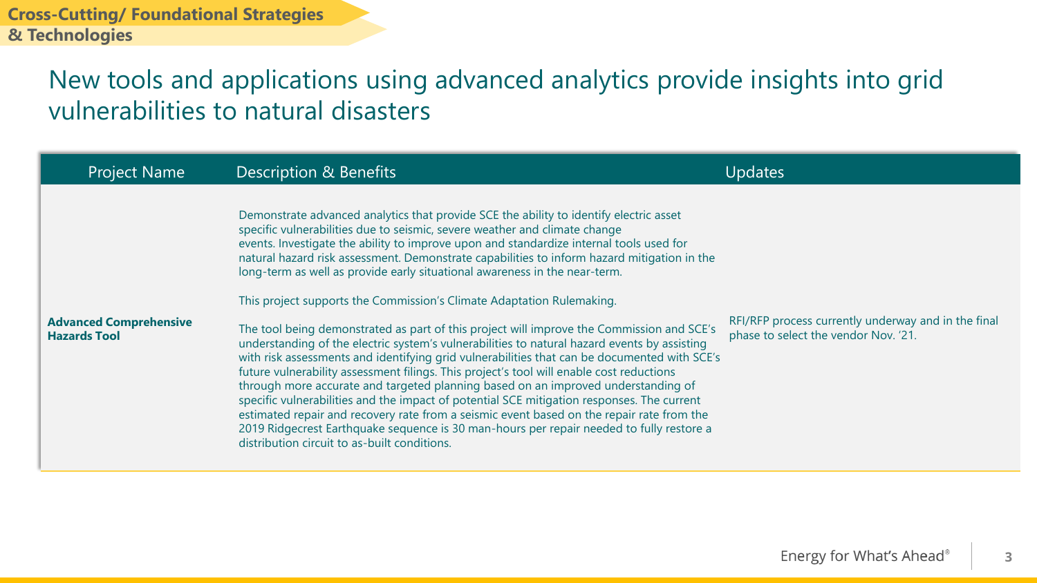Cross-Cutting/ Foundational Strategies & Technologies

# New tools and applications using advanced analytics provide insights into grid vulnerabilities to natural disasters

| Project Name | Description & Benefits | Updates |
|---|---|---|
| **Advanced Comprehensive Hazards Tool** | Demonstrate advanced analytics that provide SCE the ability to identify electric asset specific vulnerabilities due to seismic, severe weather and climate change events. Investigate the ability to improve upon and standardize internal tools used for natural hazard risk assessment. Demonstrate capabilities to inform hazard mitigation in the long-term as well as provide early situational awareness in the near-term.<br><br>This project supports the Commission's Climate Adaptation Rulemaking.<br><br>The tool being demonstrated as part of this project will improve the Commission and SCE's understanding of the electric system's vulnerabilities to natural hazard events by assisting with risk assessments and identifying grid vulnerabilities that can be documented with SCE's future vulnerability assessment filings. This project's tool will enable cost reductions through more accurate and targeted planning based on an improved understanding of specific vulnerabilities and the impact of potential SCE mitigation responses. The current estimated repair and recovery rate from a seismic event based on the repair rate from the 2019 Ridgecrest Earthquake sequence is 30 man-hours per repair needed to fully restore a distribution circuit to as-built conditions. | RFI/RFP process currently underway and in the final phase to select the vendor Nov. '21. |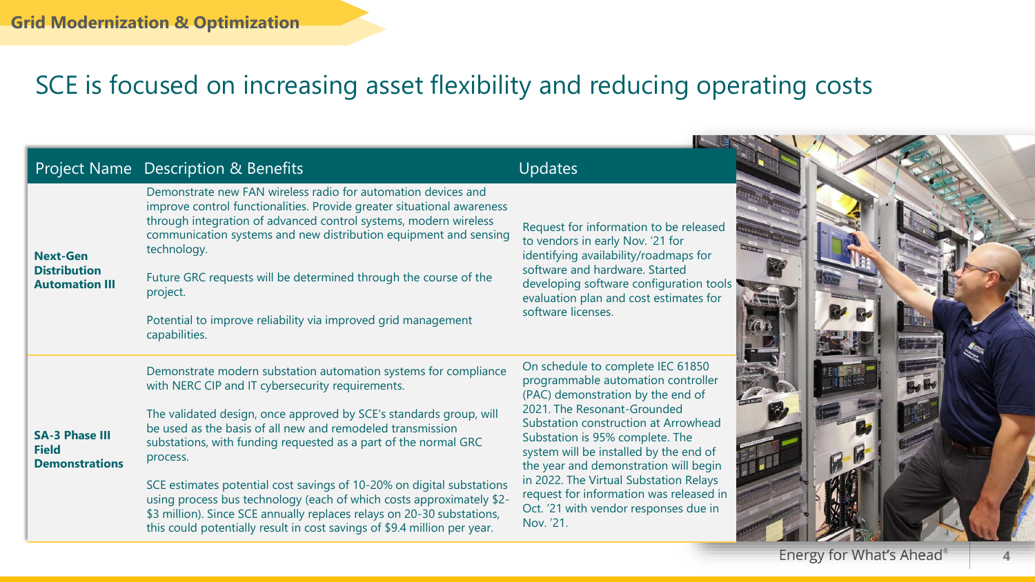## Grid Modernization & Optimization

# SCE is focused on increasing asset flexibility and reducing operating costs

| Project Name | Description & Benefits | Updates |
|---|---|---|
| **Next-Gen Distribution Automation III** | Demonstrate new FAN wireless radio for automation devices and improve control functionalities. Provide greater situational awareness through integration of advanced control systems, modern wireless communication systems and new distribution equipment and sensing technology.<br><br>Future GRC requests will be determined through the course of the project.<br><br>Potential to improve reliability via improved grid management capabilities. | Request for information to be released to vendors in early Nov. '21 for identifying availability/roadmaps for software and hardware. Started developing software configuration tools evaluation plan and cost estimates for software licenses. |
| **SA-3 Phase III Field Demonstrations** | Demonstrate modern substation automation systems for compliance with NERC CIP and IT cybersecurity requirements.<br><br>The validated design, once approved by SCE's standards group, will be used as the basis of all new and remodeled transmission substations, with funding requested as a part of the normal GRC process.<br><br>SCE estimates potential cost savings of 10-20% on digital substations using process bus technology (each of which costs approximately $2-$3 million). Since SCE annually replaces relays on 20-30 substations, this could potentially result in cost savings of $9.4 million per year. | On schedule to complete IEC 61850 programmable automation controller (PAC) demonstration by the end of 2021. The Resonant-Grounded Substation construction at Arrowhead Substation is 95% complete. The system will be installed by the end of the year and demonstration will begin in 2022. The Virtual Substation Relays request for information was released in Oct. '21 with vendor responses due in Nov. '21. |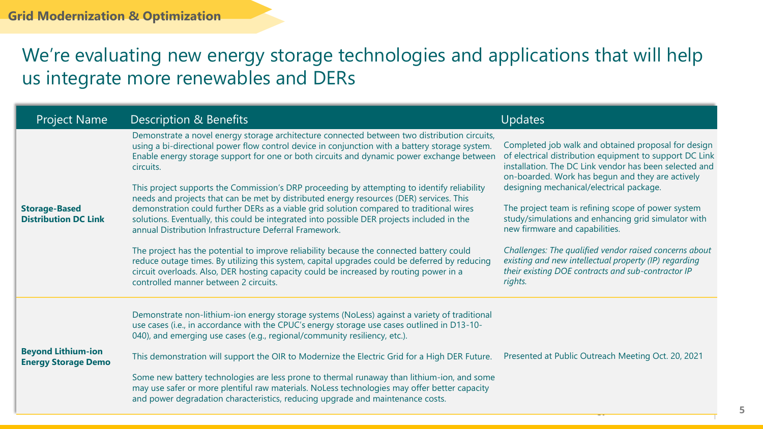**Grid Modernization & Optimization**

# We're evaluating new energy storage technologies and applications that will help us integrate more renewables and DERs

| Project Name | Description & Benefits | Updates |
| --- | --- | --- |
| **Storage-Based Distribution DC Link** | Demonstrate a novel energy storage architecture connected between two distribution circuits, using a bi-directional power flow control device in conjunction with a battery storage system. Enable energy storage support for one or both circuits and dynamic power exchange between circuits.<br><br>This project supports the Commission's DRP proceeding by attempting to identify reliability needs and projects that can be met by distributed energy resources (DER) services. This demonstration could further DERs as a viable grid solution compared to traditional wires solutions. Eventually, this could be integrated into possible DER projects included in the annual Distribution Infrastructure Deferral Framework.<br><br>The project has the potential to improve reliability because the connected battery could reduce outage times. By utilizing this system, capital upgrades could be deferred by reducing circuit overloads. Also, DER hosting capacity could be increased by routing power in a controlled manner between 2 circuits. | Completed job walk and obtained proposal for design of electrical distribution equipment to support DC Link installation. The DC Link vendor has been selected and on-boarded. Work has begun and they are actively designing mechanical/electrical package.<br><br>The project team is refining scope of power system study/simulations and enhancing grid simulator with new firmware and capabilities.<br><br>*Challenges: The qualified vendor raised concerns about existing and new intellectual property (IP) regarding their existing DOE contracts and sub-contractor IP rights.* |
| **Beyond Lithium-ion Energy Storage Demo** | Demonstrate non-lithium-ion energy storage systems (NoLess) against a variety of traditional use cases (i.e., in accordance with the CPUC's energy storage use cases outlined in D13-10-040), and emerging use cases (e.g., regional/community resiliency, etc.).<br><br>This demonstration will support the OIR to Modernize the Electric Grid for a High DER Future.<br><br>Some new battery technologies are less prone to thermal runaway than lithium-ion, and some may use safer or more plentiful raw materials. NoLess technologies may offer better capacity and power degradation characteristics, reducing upgrade and maintenance costs. | Presented at Public Outreach Meeting Oct. 20, 2021 |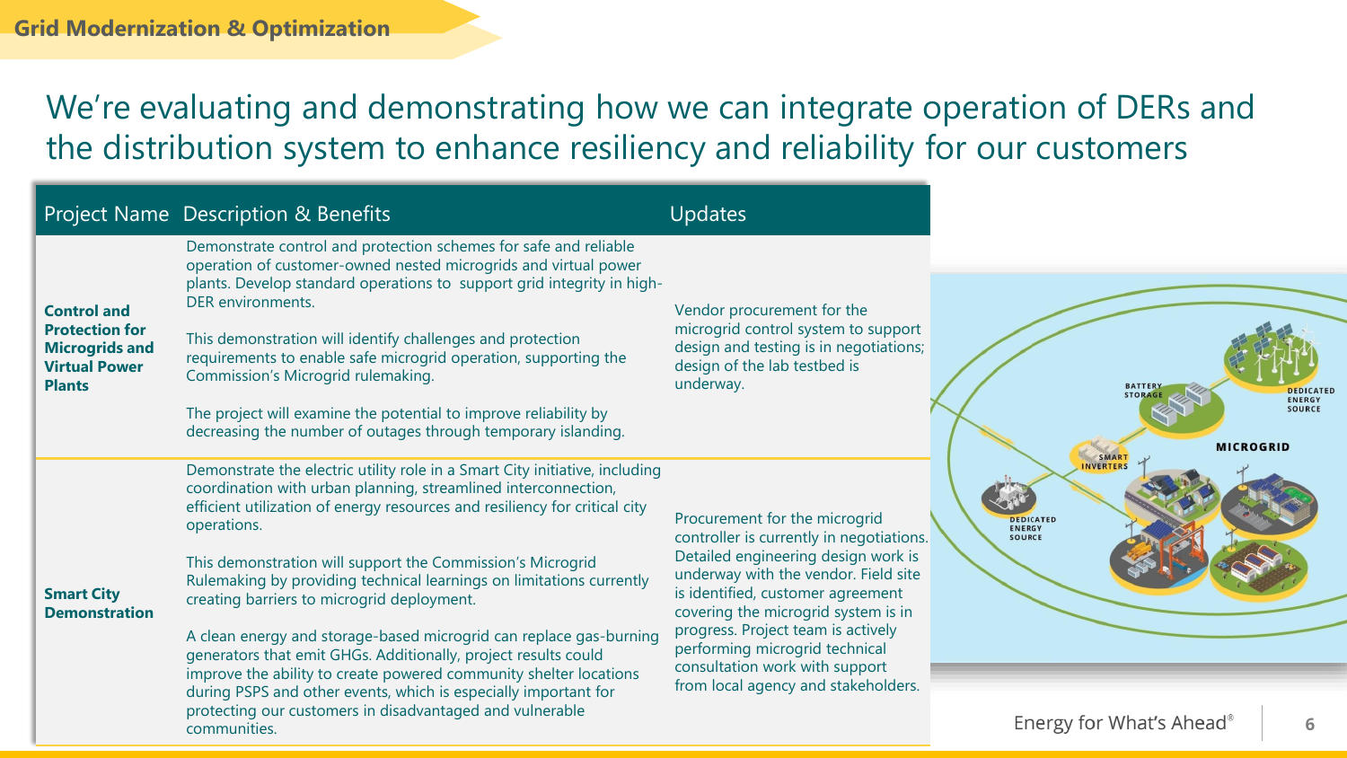**Grid Modernization & Optimization**

# We're evaluating and demonstrating how we can integrate operation of DERs and the distribution system to enhance resiliency and reliability for our customers

| Project Name | Description & Benefits | Updates |
| --- | --- | --- |
| **Control and Protection for Microgrids and Virtual Power Plants** | Demonstrate control and protection schemes for safe and reliable operation of customer-owned nested microgrids and virtual power plants. Develop standard operations to support grid integrity in high-DER environments.<br><br>This demonstration will identify challenges and protection requirements to enable safe microgrid operation, supporting the Commission's Microgrid rulemaking.<br><br>The project will examine the potential to improve reliability by decreasing the number of outages through temporary islanding. | Vendor procurement for the microgrid control system to support design and testing is in negotiations; design of the lab testbed is underway. |
| **Smart City Demonstration** | Demonstrate the electric utility role in a Smart City initiative, including coordination with urban planning, streamlined interconnection, efficient utilization of energy resources and resiliency for critical city operations.<br><br>This demonstration will support the Commission's Microgrid Rulemaking by providing technical learnings on limitations currently creating barriers to microgrid deployment.<br><br>A clean energy and storage-based microgrid can replace gas-burning generators that emit GHGs. Additionally, project results could improve the ability to create powered community shelter locations during PSPS and other events, which is especially important for protecting our customers in disadvantaged and vulnerable communities. | Procurement for the microgrid controller is currently in negotiations. Detailed engineering design work is underway with the vendor. Field site is identified, customer agreement covering the microgrid system is in progress. Project team is actively performing microgrid technical consultation work with support from local agency and stakeholders. |

Energy for What's Ahead®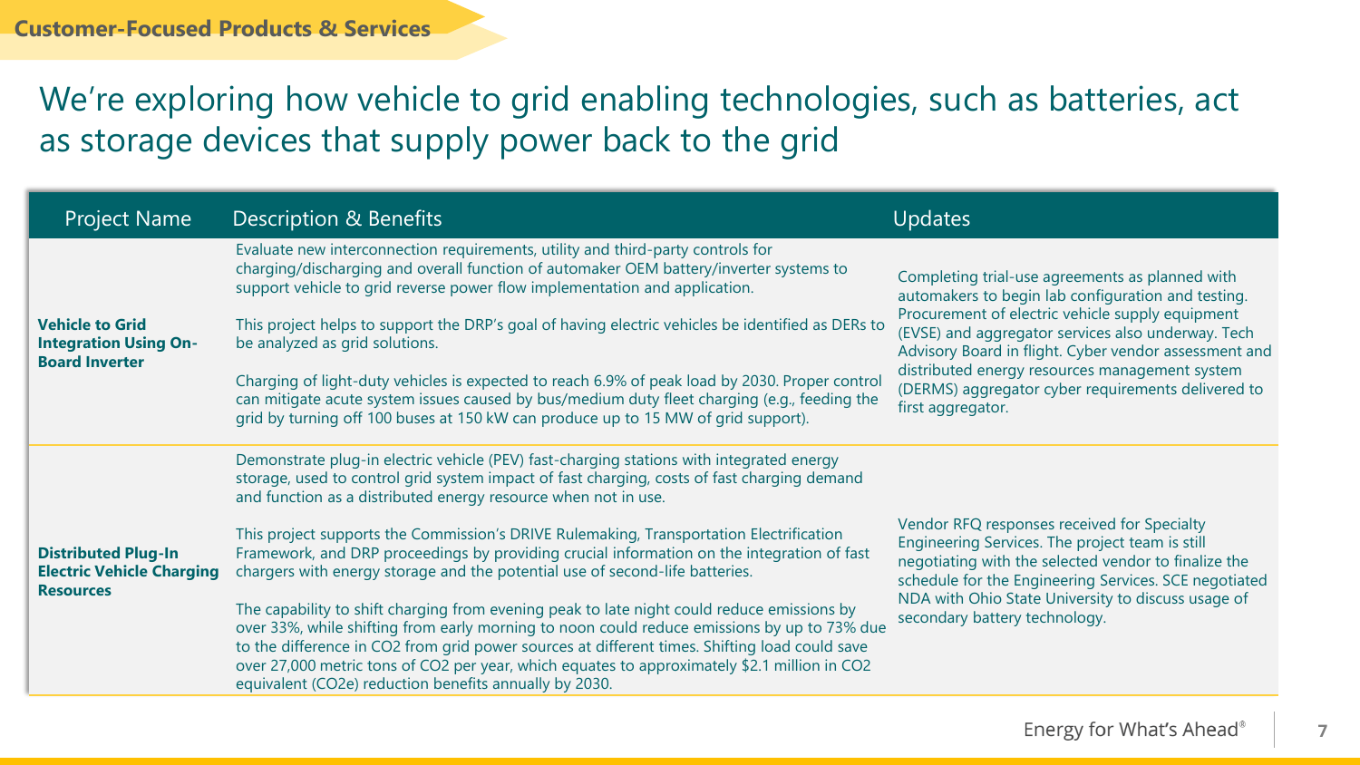Customer-Focused Products & Services

# We're exploring how vehicle to grid enabling technologies, such as batteries, act as storage devices that supply power back to the grid

| Project Name | Description & Benefits | Updates |
| --- | --- | --- |
| **Vehicle to Grid Integration Using On-Board Inverter** | Evaluate new interconnection requirements, utility and third-party controls for charging/discharging and overall function of automaker OEM battery/inverter systems to support vehicle to grid reverse power flow implementation and application.<br><br>This project helps to support the DRP's goal of having electric vehicles be identified as DERs to be analyzed as grid solutions.<br><br>Charging of light-duty vehicles is expected to reach 6.9% of peak load by 2030. Proper control can mitigate acute system issues caused by bus/medium duty fleet charging (e.g., feeding the grid by turning off 100 buses at 150 kW can produce up to 15 MW of grid support). | Completing trial-use agreements as planned with automakers to begin lab configuration and testing. Procurement of electric vehicle supply equipment (EVSE) and aggregator services also underway. Tech Advisory Board in flight. Cyber vendor assessment and distributed energy resources management system (DERMS) aggregator cyber requirements delivered to first aggregator. |
| **Distributed Plug-In Electric Vehicle Charging Resources** | Demonstrate plug-in electric vehicle (PEV) fast-charging stations with integrated energy storage, used to control grid system impact of fast charging, costs of fast charging demand and function as a distributed energy resource when not in use.<br><br>This project supports the Commission's DRIVE Rulemaking, Transportation Electrification Framework, and DRP proceedings by providing crucial information on the integration of fast chargers with energy storage and the potential use of second-life batteries.<br><br>The capability to shift charging from evening peak to late night could reduce emissions by over 33%, while shifting from early morning to noon could reduce emissions by up to 73% due to the difference in $CO_2$ from grid power sources at different times. Shifting load could save over 27,000 metric tons of $CO_2$ per year, which equates to approximately $2.1 million in $CO_2$ equivalent ($CO_2e$) reduction benefits annually by 2030. | Vendor RFQ responses received for Specialty Engineering Services. The project team is still negotiating with the selected vendor to finalize the schedule for the Engineering Services. SCE negotiated NDA with Ohio State University to discuss usage of secondary battery technology. |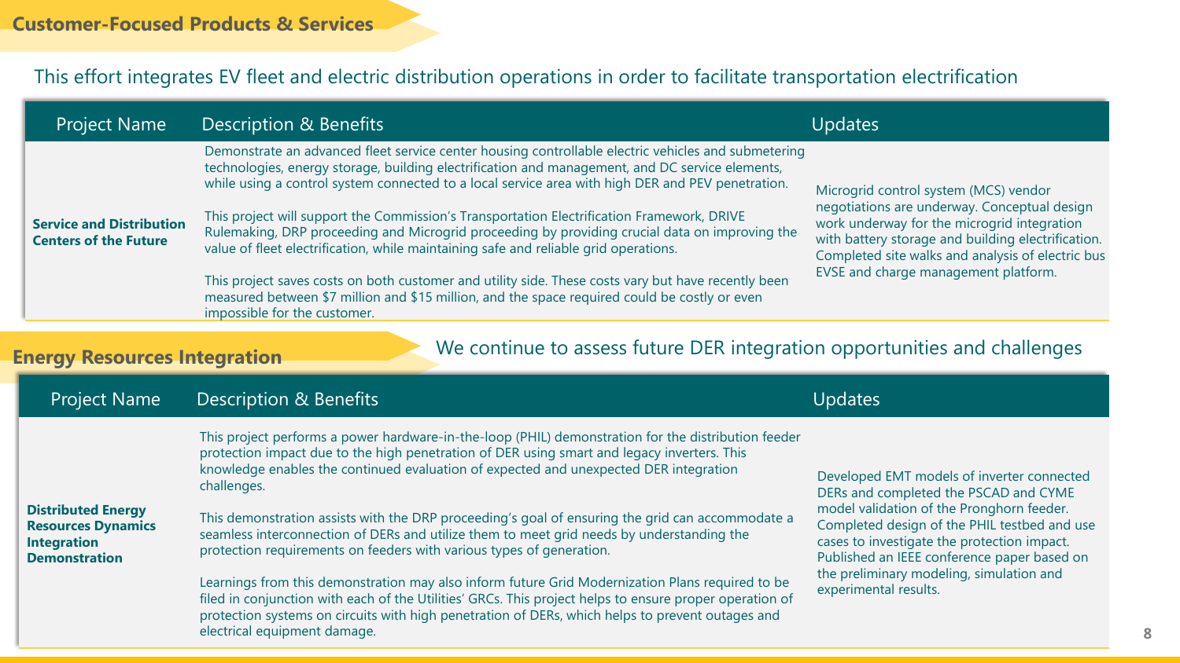## Customer-Focused Products & Services

This effort integrates EV fleet and electric distribution operations in order to facilitate transportation electrification

| Project Name | Description & Benefits | Updates |
|---|---|---|
| **Service and Distribution Centers of the Future** | Demonstrate an advanced fleet service center housing controllable electric vehicles and submetering technologies, energy storage, building electrification and management, and DC service elements, while using a control system connected to a local service area with high DER and PEV penetration.<br><br>This project will support the Commission's Transportation Electrification Framework, DRIVE Rulemaking, DRP proceeding and Microgrid proceeding by providing crucial data on improving the value of fleet electrification, while maintaining safe and reliable grid operations.<br><br>This project saves costs on both customer and utility side. These costs vary but have recently been measured between $7 million and $15 million, and the space required could be costly or even impossible for the customer. | Microgrid control system (MCS) vendor negotiations are underway. Conceptual design work underway for the microgrid integration with battery storage and building electrification. Completed site walks and analysis of electric bus EVSE and charge management platform. |

## Energy Resources Integration

We continue to assess future DER integration opportunities and challenges

| Project Name | Description & Benefits | Updates |
|---|---|---|
| **Distributed Energy Resources Dynamics Integration Demonstration** | This project performs a power hardware-in-the-loop (PHIL) demonstration for the distribution feeder protection impact due to the high penetration of DER using smart and legacy inverters. This knowledge enables the continued evaluation of expected and unexpected DER integration challenges.<br><br>This demonstration assists with the DRP proceeding's goal of ensuring the grid can accommodate a seamless interconnection of DERs and utilize them to meet grid needs by understanding the protection requirements on feeders with various types of generation.<br><br>Learnings from this demonstration may also inform future Grid Modernization Plans required to be filed in conjunction with each of the Utilities' GRCs. This project helps to ensure proper operation of protection systems on circuits with high penetration of DERs, which helps to prevent outages and electrical equipment damage. | Developed EMT models of inverter connected DERs and completed the PSCAD and CYME model validation of the Pronghorn feeder. Completed design of the PHIL testbed and use cases to investigate the protection impact. Published an IEEE conference paper based on the preliminary modeling, simulation and experimental results. |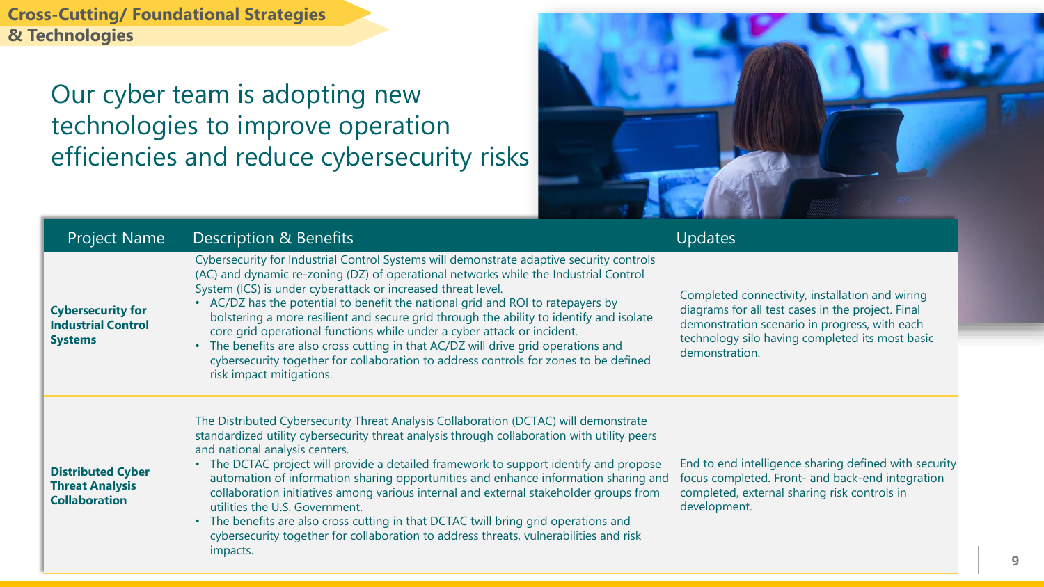**Cross-Cutting/ Foundational Strategies & Technologies**

# Our cyber team is adopting new technologies to improve operation efficiencies and reduce cybersecurity risks

| Project Name | Description & Benefits | Updates |
|---|---|---|
| **Cybersecurity for Industrial Control Systems** | Cybersecurity for Industrial Control Systems will demonstrate adaptive security controls (AC) and dynamic re-zoning (DZ) of operational networks while the Industrial Control System (ICS) is under cyberattack or increased threat level.<br>• AC/DZ has the potential to benefit the national grid and ROI to ratepayers by bolstering a more resilient and secure grid through the ability to identify and isolate core grid operational functions while under a cyber attack or incident.<br>• The benefits are also cross cutting in that AC/DZ will drive grid operations and cybersecurity together for collaboration to address controls for zones to be defined risk impact mitigations. | Completed connectivity, installation and wiring diagrams for all test cases in the project. Final demonstration scenario in progress, with each technology silo having completed its most basic demonstration. |
| **Distributed Cyber Threat Analysis Collaboration** | The Distributed Cybersecurity Threat Analysis Collaboration (DCTAC) will demonstrate standardized utility cybersecurity threat analysis through collaboration with utility peers and national analysis centers.<br>• The DCTAC project will provide a detailed framework to support identify and propose automation of information sharing opportunities and enhance information sharing and collaboration initiatives among various internal and external stakeholder groups from utilities the U.S. Government.<br>• The benefits are also cross cutting in that DCTAC twill bring grid operations and cybersecurity together for collaboration to address threats, vulnerabilities and risk impacts. | End to end intelligence sharing defined with security focus completed. Front- and back-end integration completed, external sharing risk controls in development. |